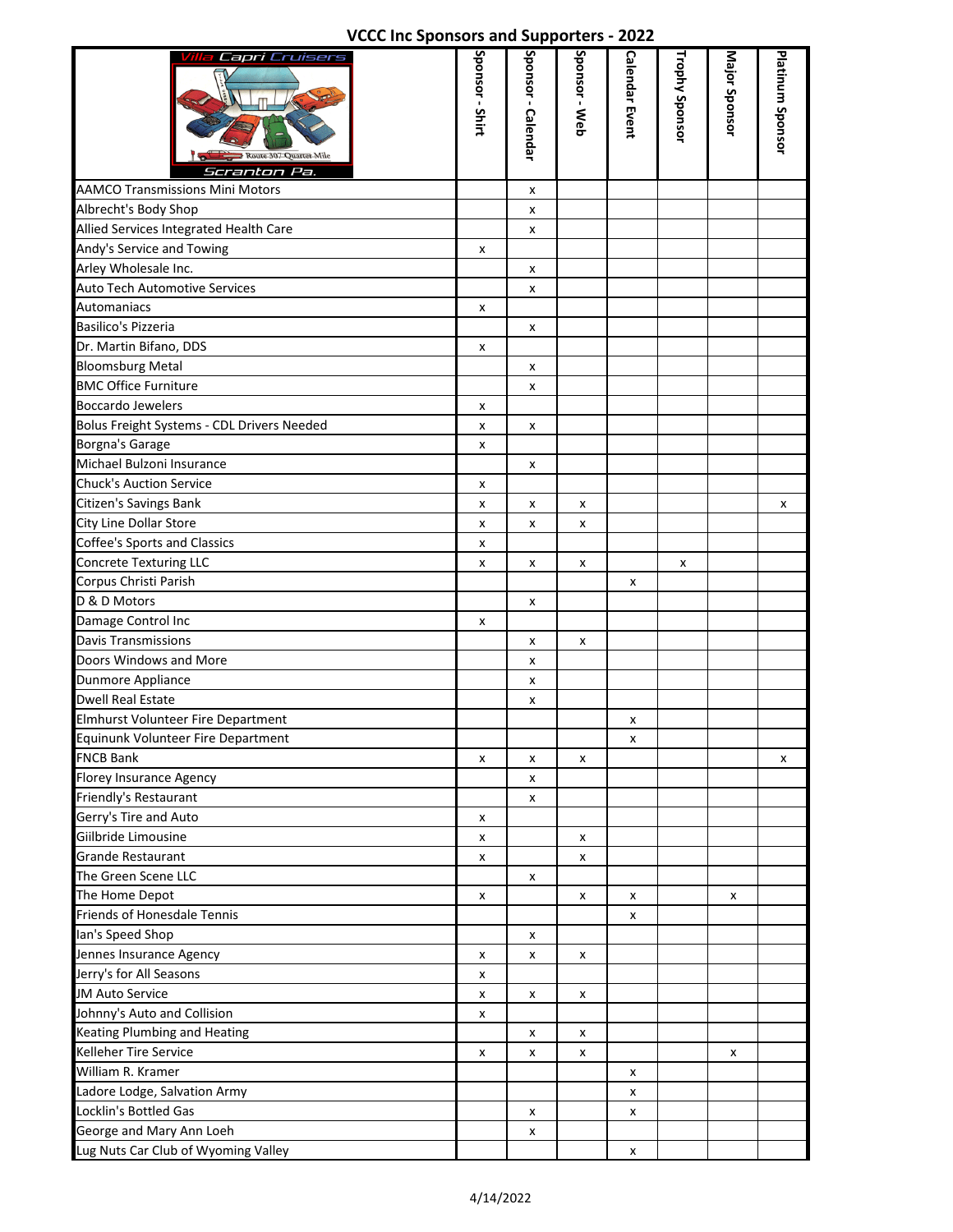# VCCC Inc Sponsors and Supporters - 2022

| Villa Capri Cruisers Scranton Pa. | Sponsor - Shirt | Sponsor - Calendar | Sponsor - Web | Calendar Event | Trophy Sponsor | Major Sponsor | Platinum Sponsor |
|---|---|---|---|---|---|---|---|
| AAMCO Transmissions Mini Motors | | x | | | | | |
| Albrecht's Body Shop | | x | | | | | |
| Allied Services Integrated Health Care | | x | | | | | |
| Andy's Service and Towing | x | | | | | | |
| Arley Wholesale Inc. | | x | | | | | |
| Auto Tech Automotive Services | | x | | | | | |
| Automaniacs | x | | | | | | |
| Basilico's Pizzeria | | x | | | | | |
| Dr. Martin Bifano, DDS | x | | | | | | |
| Bloomsburg Metal | | x | | | | | |
| BMC Office Furniture | | x | | | | | |
| Boccardo Jewelers | x | | | | | | |
| Bolus Freight Systems - CDL Drivers Needed | x | x | | | | | |
| Borgna's Garage | x | | | | | | |
| Michael Bulzoni Insurance | | x | | | | | |
| Chuck's Auction Service | x | | | | | | |
| Citizen's Savings Bank | x | x | x | | | | x |
| City Line Dollar Store | x | x | x | | | | |
| Coffee's Sports and Classics | x | | | | | | |
| Concrete Texturing LLC | x | x | x | | x | | |
| Corpus Christi Parish | | | | x | | | |
| D & D Motors | | x | | | | | |
| Damage Control Inc | x | | | | | | |
| Davis Transmissions | | x | x | | | | |
| Doors Windows and More | | x | | | | | |
| Dunmore Appliance | | x | | | | | |
| Dwell Real Estate | | x | | | | | |
| Elmhurst Volunteer Fire Department | | | | x | | | |
| Equinunk Volunteer Fire Department | | | | x | | | |
| FNCB Bank | x | x | x | | | | x |
| Florey Insurance Agency | | x | | | | | |
| Friendly's Restaurant | | x | | | | | |
| Gerry's Tire and Auto | x | | | | | | |
| Giilbride Limousine | x | | x | | | | |
| Grande Restaurant | x | | x | | | | |
| The Green Scene LLC | | x | | | | | |
| The Home Depot | x | | x | x | | x | |
| Friends of Honesdale Tennis | | | | x | | | |
| Ian's Speed Shop | | x | | | | | |
| Jennes Insurance Agency | x | x | x | | | | |
| Jerry's for All Seasons | x | | | | | | |
| JM Auto Service | x | x | x | | | | |
| Johnny's Auto and Collision | x | | | | | | |
| Keating Plumbing and Heating | | x | x | | | | |
| Kelleher Tire Service | x | x | x | | | x | |
| William R. Kramer | | | | x | | | |
| Ladore Lodge, Salvation Army | | | | x | | | |
| Locklin's Bottled Gas | | x | | x | | | |
| George and Mary Ann Loeh | | x | | | | | |
| Lug Nuts Car Club of Wyoming Valley | | | | x | | | |

4/14/2022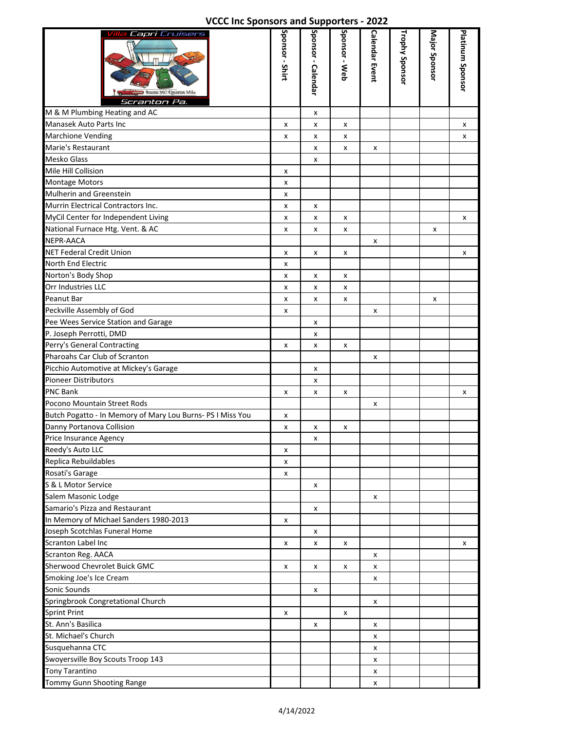# VCCC Inc Sponsors and Supporters - 2022

| Villa Capri Cruisers Scranton Pa. | Sponsor - Shirt | Sponsor - Calendar | Sponsor - Web | Calendar Event | Trophy Sponsor | Major Sponsor | Platinum Sponsor |
|---|---|---|---|---|---|---|---|
| M & M Plumbing Heating and AC | | x | | | | | |
| Manasek Auto Parts Inc | x | x | x | | | | x |
| Marchione Vending | x | x | x | | | | x |
| Marie's Restaurant | | x | x | x | | | |
| Mesko Glass | | x | | | | | |
| Mile Hill Collision | x | | | | | | |
| Montage Motors | x | | | | | | |
| Mulherin and Greenstein | x | | | | | | |
| Murrin Electrical Contractors Inc. | x | x | | | | | |
| MyCil Center for Independent Living | x | x | x | | | | x |
| National Furnace Htg. Vent. & AC | x | x | x | | | x | |
| NEPR-AACA | | | | x | | | |
| NET Federal Credit Union | x | x | x | | | | x |
| North End Electric | x | | | | | | |
| Norton's Body Shop | x | x | x | | | | |
| Orr Industries LLC | x | x | x | | | | |
| Peanut Bar | x | x | x | | | x | |
| Peckville Assembly of God | x | | | x | | | |
| Pee Wees Service Station and Garage | | x | | | | | |
| P. Joseph Perrotti, DMD | | x | | | | | |
| Perry's General Contracting | x | x | x | | | | |
| Pharoahs Car Club of Scranton | | | | x | | | |
| Picchio Automotive at Mickey's Garage | | x | | | | | |
| Pioneer Distributors | | x | | | | | |
| PNC Bank | x | x | x | | | | x |
| Pocono Mountain Street Rods | | | | x | | | |
| Butch Pogatto - In Memory of Mary Lou Burns- PS I Miss You | x | | | | | | |
| Danny Portanova Collision | x | x | x | | | | |
| Price Insurance Agency | | x | | | | | |
| Reedy's Auto LLC | x | | | | | | |
| Replica Rebuildables | x | | | | | | |
| Rosati's Garage | x | | | | | | |
| S & L Motor Service | | x | | | | | |
| Salem Masonic Lodge | | | | x | | | |
| Samario's Pizza and Restaurant | | x | | | | | |
| In Memory of Michael Sanders 1980-2013 | x | | | | | | |
| Joseph Scotchlas Funeral Home | | x | | | | | |
| Scranton Label Inc | x | x | x | | | | x |
| Scranton Reg. AACA | | | | x | | | |
| Sherwood Chevrolet Buick GMC | x | x | x | x | | | |
| Smoking Joe's Ice Cream | | | | x | | | |
| Sonic Sounds | | x | | | | | |
| Springbrook Congregtional Church | | | | x | | | |
| Sprint Print | x | | x | | | | |
| St. Ann's Basilica | | x | | x | | | |
| St. Michael's Church | | | | x | | | |
| Susquehanna CTC | | | | x | | | |
| Swoyersville Boy Scouts Troop 143 | | | | x | | | |
| Tony Tarantino | | | | x | | | |
| Tommy Gunn Shooting Range | | | | x | | | |

4/14/2022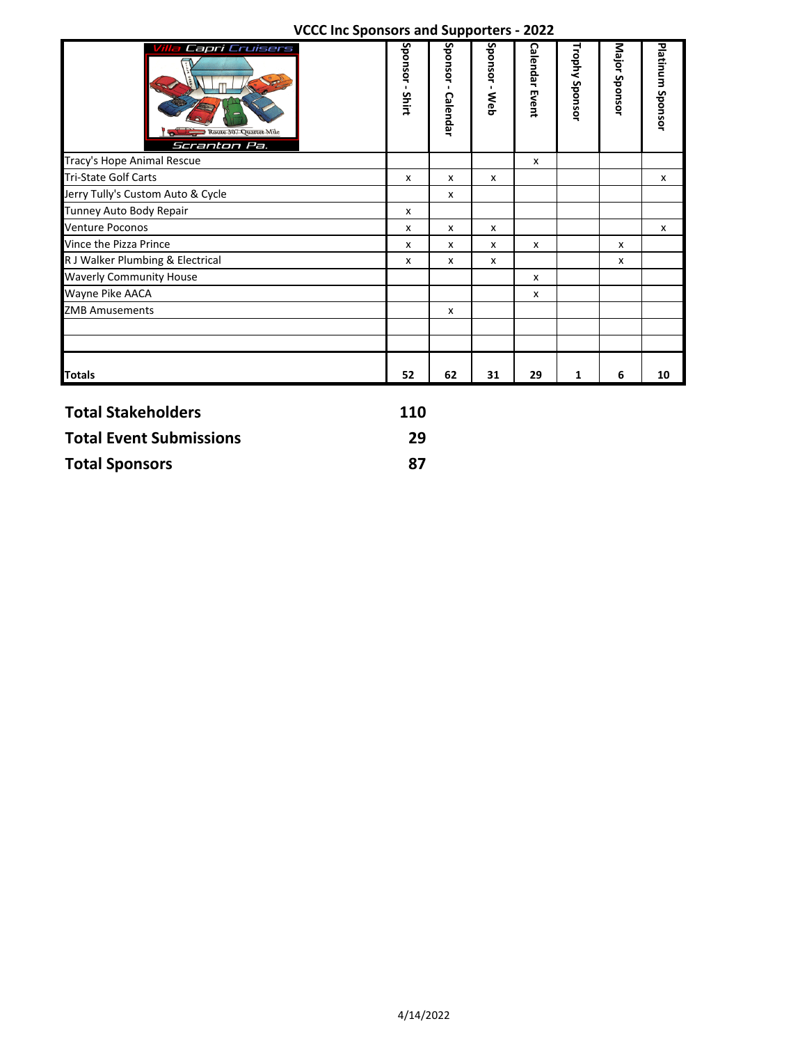## VCCC Inc Sponsors and Supporters - 2022

| Villa Capri Cruisers Route 307 Quarter Mile Scranton Pa. | Sponsor - Shirt | Sponsor - Calendar | Sponsor - Web | Calendar Event | Trophy Sponsor | Major Sponsor | Platinum Sponsor |
|---|---|---|---|---|---|---|---|
| Tracy's Hope Animal Rescue | | | | x | | | |
| Tri-State Golf Carts | x | x | x | | | | x |
| Jerry Tully's Custom Auto & Cycle | | x | | | | | |
| Tunney Auto Body Repair | x | | | | | | |
| Venture Poconos | x | x | x | | | | x |
| Vince the Pizza Prince | x | x | x | x | | x | |
| R J Walker Plumbing & Electrical | x | x | x | | | x | |
| Waverly Community House | | | | x | | | |
| Wayne Pike AACA | | | | x | | | |
| ZMB Amusements | | x | | | | | |
| | | | | | | | |
| | | | | | | | |
| **Totals** | **52** | **62** | **31** | **29** | **1** | **6** | **10** |

| | |
|---|---|
| **Total Stakeholders** | **110** |
| **Total Event Submissions** | **29** |
| **Total Sponsors** | **87** |

4/14/2022